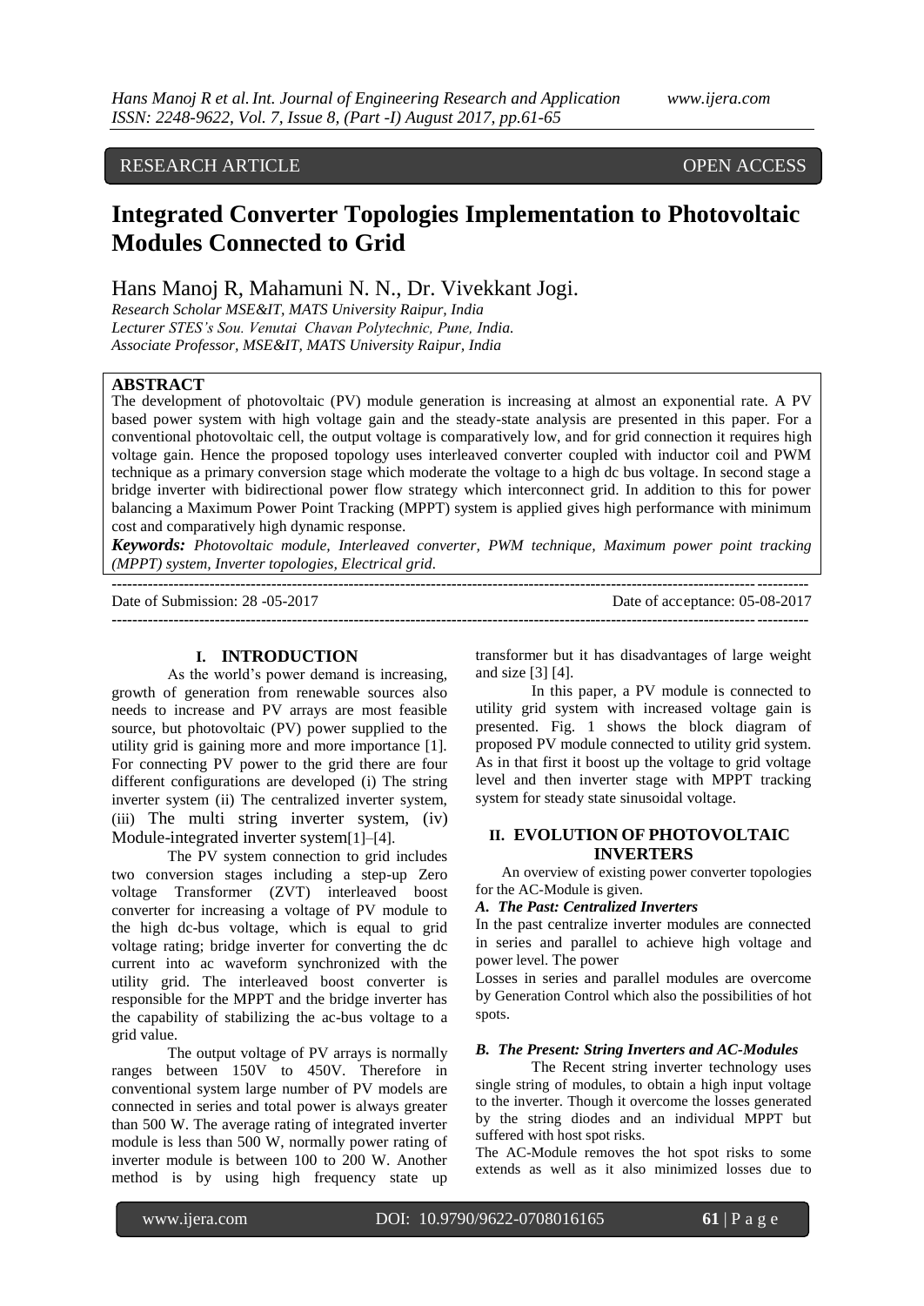RESEARCH ARTICLE OPEN ACCESS

# Integrated Converter Topologies Implementation to Photovoltaic Modules Connected to Grid

Hans Manoj R, Mahamuni N. N., Dr. Vivekkant Jogi.

*Research Scholar MSE&IT, MATS University Raipur, India*
*Lecturer STES's Sou. Venutai Chavan Polytechnic, Pune, India.*
*Associate Professor, MSE&IT, MATS University Raipur, India*

## ABSTRACT

The development of photovoltaic (PV) module generation is increasing at almost an exponential rate. A PV based power system with high voltage gain and the steady-state analysis are presented in this paper. For a conventional photovoltaic cell, the output voltage is comparatively low, and for grid connection it requires high voltage gain. Hence the proposed topology uses interleaved converter coupled with inductor coil and PWM technique as a primary conversion stage which moderate the voltage to a high dc bus voltage. In second stage a bridge inverter with bidirectional power flow strategy which interconnect grid. In addition to this for power balancing a Maximum Power Point Tracking (MPPT) system is applied gives high performance with minimum cost and comparatively high dynamic response.

***Keywords:*** *Photovoltaic module, Interleaved converter, PWM technique, Maximum power point tracking (MPPT) system, Inverter topologies, Electrical grid.*

Date of Submission: 28 -05-2017 Date of acceptance: 05-08-2017

## I. INTRODUCTION

As the world's power demand is increasing, growth of generation from renewable sources also needs to increase and PV arrays are most feasible source, but photovoltaic (PV) power supplied to the utility grid is gaining more and more importance [1]. For connecting PV power to the grid there are four different configurations are developed (i) The string inverter system (ii) The centralized inverter system, (iii) The multi string inverter system, (iv) Module-integrated inverter system[1]–[4].

The PV system connection to grid includes two conversion stages including a step-up Zero voltage Transformer (ZVT) interleaved boost converter for increasing a voltage of PV module to the high dc-bus voltage, which is equal to grid voltage rating; bridge inverter for converting the dc current into ac waveform synchronized with the utility grid. The interleaved boost converter is responsible for the MPPT and the bridge inverter has the capability of stabilizing the ac-bus voltage to a grid value.

The output voltage of PV arrays is normally ranges between 150V to 450V. Therefore in conventional system large number of PV models are connected in series and total power is always greater than 500 W. The average rating of integrated inverter module is less than 500 W, normally power rating of inverter module is between 100 to 200 W. Another method is by using high frequency state up transformer but it has disadvantages of large weight and size [3] [4].

In this paper, a PV module is connected to utility grid system with increased voltage gain is presented. Fig. 1 shows the block diagram of proposed PV module connected to utility grid system. As in that first it boost up the voltage to grid voltage level and then inverter stage with MPPT tracking system for steady state sinusoidal voltage.

## II. EVOLUTION OF PHOTOVOLTAIC INVERTERS

An overview of existing power converter topologies for the AC-Module is given.

### *A. The Past: Centralized Inverters*

In the past centralize inverter modules are connected in series and parallel to achieve high voltage and power level. The power

Losses in series and parallel modules are overcome by Generation Control which also the possibilities of hot spots.

### *B. The Present: String Inverters and AC-Modules*

The Recent string inverter technology uses single string of modules, to obtain a high input voltage to the inverter. Though it overcome the losses generated by the string diodes and an individual MPPT but suffered with host spot risks.

The AC-Module removes the hot spot risks to some extends as well as it also minimized losses due to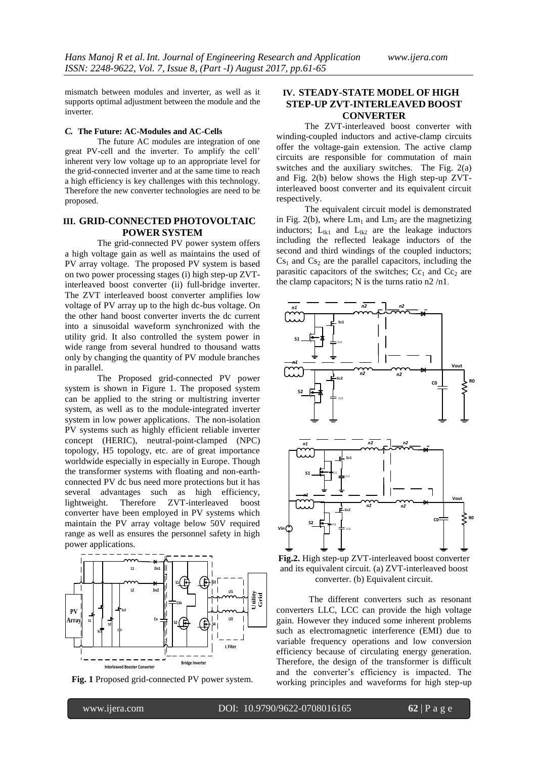mismatch between modules and inverter, as well as it supports optimal adjustment between the module and the inverter.

### *C.* The Future: AC-Modules and AC-Cells

The future AC modules are integration of one great PV-cell and the inverter. To amplify the cell' inherent very low voltage up to an appropriate level for the grid-connected inverter and at the same time to reach a high efficiency is key challenges with this technology. Therefore the new converter technologies are need to be proposed.

## III. GRID-CONNECTED PHOTOVOLTAIC POWER SYSTEM

The grid-connected PV power system offers a high voltage gain as well as maintains the used of PV array voltage. The proposed PV system is based on two power processing stages (i) high step-up ZVT-interleaved boost converter (ii) full-bridge inverter. The ZVT interleaved boost converter amplifies low voltage of PV array up to the high dc-bus voltage. On the other hand boost converter inverts the dc current into a sinusoidal waveform synchronized with the utility grid. It also controlled the system power in wide range from several hundred to thousand watts only by changing the quantity of PV module branches in parallel.

The Proposed grid-connected PV power system is shown in Figure 1. The proposed system can be applied to the string or multistring inverter system, as well as to the module-integrated inverter system in low power applications. The non-isolation PV systems such as highly efficient reliable inverter concept (HERIC), neutral-point-clamped (NPC) topology, H5 topology, etc. are of great importance worldwide especially in especially in Europe. Though the transformer systems with floating and non-earth-connected PV dc bus need more protections but it has several advantages such as high efficiency, lightweight. Therefore ZVT-interleaved boost converter have been employed in PV systems which maintain the PV array voltage below 50V required range as well as ensures the personnel safety in high power applications.

**Fig. 1** Proposed grid-connected PV power system.

## IV. STEADY-STATE MODEL OF HIGH STEP-UP ZVT-INTERLEAVED BOOST CONVERTER

The ZVT-interleaved boost converter with winding-coupled inductors and active-clamp circuits offer the voltage-gain extension. The active clamp circuits are responsible for commutation of main switches and the auxiliary switches. The Fig. 2(a) and Fig. 2(b) below shows the High step-up ZVT-interleaved boost converter and its equivalent circuit respectively.

The equivalent circuit model is demonstrated in Fig. 2(b), where $Lm_1$ and $Lm_2$ are the magnetizing inductors; $L_{lk1}$ and $L_{lk2}$ are the leakage inductors including the reflected leakage inductors of the second and third windings of the coupled inductors; $Cs_1$ and $Cs_2$ are the parallel capacitors, including the parasitic capacitors of the switches; $Cc_1$ and $Cc_2$ are the clamp capacitors; N is the turns ratio n2 /n1.

**Fig.2.** High step-up ZVT-interleaved boost converter and its equivalent circuit. (a) ZVT-interleaved boost converter. (b) Equivalent circuit.

The different converters such as resonant converters LLC, LCC can provide the high voltage gain. However they induced some inherent problems such as electromagnetic interference (EMI) due to variable frequency operations and low conversion efficiency because of circulating energy generation. Therefore, the design of the transformer is difficult and the converter's efficiency is impacted. The working principles and waveforms for high step-up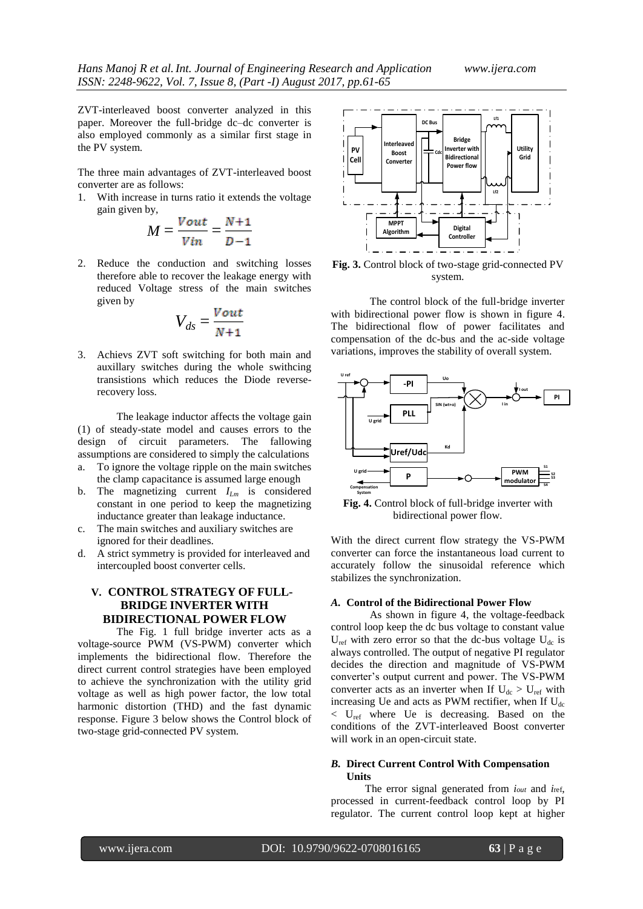ZVT-interleaved boost converter analyzed in this paper. Moreover the full-bridge dc–dc converter is also employed commonly as a similar first stage in the PV system.

The three main advantages of ZVT-interleaved boost converter are as follows:

1. With increase in turns ratio it extends the voltage gain given by,

$$M = \frac{Vout}{Vin} = \frac{N+1}{D-1}$$

2. Reduce the conduction and switching losses therefore able to recover the leakage energy with reduced Voltage stress of the main switches given by

$$V_{ds} = \frac{Vout}{N+1}$$

3. Achievs ZVT soft switching for both main and auxillary switches during the whole swithcing transistions which reduces the Diode reverse-recovery loss.

The leakage inductor affects the voltage gain (1) of steady-state model and causes errors to the design of circuit parameters. The fallowing assumptions are considered to simply the calculations

a. To ignore the voltage ripple on the main switches the clamp capacitance is assumed large enough
b. The magnetizing current $I_{Lm}$ is considered constant in one period to keep the magnetizing inductance greater than leakage inductance.
c. The main switches and auxiliary switches are ignored for their deadlines.
d. A strict symmetry is provided for interleaved and intercoupled boost converter cells.

## V. CONTROL STRATEGY OF FULL-BRIDGE INVERTER WITH BIDIRECTIONAL POWER FLOW

The Fig. 1 full bridge inverter acts as a voltage-source PWM (VS-PWM) converter which implements the bidirectional flow. Therefore the direct current control strategies have been employed to achieve the synchronization with the utility grid voltage as well as high power factor, the low total harmonic distortion (THD) and the fast dynamic response. Figure 3 below shows the Control block of two-stage grid-connected PV system.

**Fig. 3.** Control block of two-stage grid-connected PV system.

The control block of the full-bridge inverter with bidirectional power flow is shown in figure 4. The bidirectional flow of power facilitates and compensation of the dc-bus and the ac-side voltage variations, improves the stability of overall system.

**Fig. 4.** Control block of full-bridge inverter with bidirectional power flow.

With the direct current flow strategy the VS-PWM converter can force the instantaneous load current to accurately follow the sinusoidal reference which stabilizes the synchronization.

### *A.* Control of the Bidirectional Power Flow

As shown in figure 4, the voltage-feedback control loop keep the dc bus voltage to constant value $U_{ref}$ with zero error so that the dc-bus voltage $U_{dc}$ is always controlled. The output of negative PI regulator decides the direction and magnitude of VS-PWM converter's output current and power. The VS-PWM converter acts as an inverter when If $U_{dc} > U_{ref}$ with increasing Ue and acts as PWM rectifier, when If $U_{dc} < U_{ref}$ where Ue is decreasing. Based on the conditions of the ZVT-interleaved Boost converter will work in an open-circuit state.

### *B.* Direct Current Control With Compensation Units

The error signal generated from $i_{out}$ and $i_{ref}$, processed in current-feedback control loop by PI regulator. The current control loop kept at higher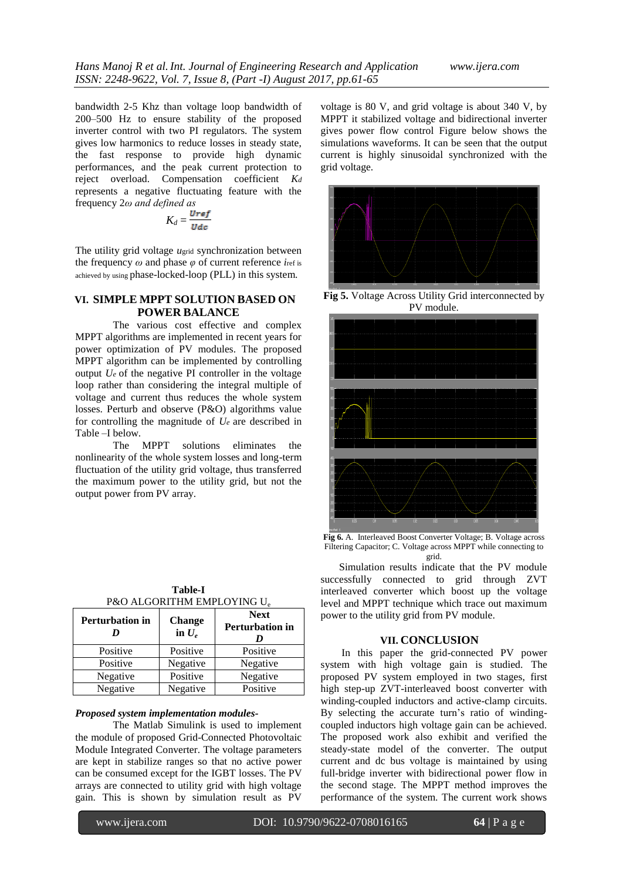bandwidth 2-5 Khz than voltage loop bandwidth of 200–500 Hz to ensure stability of the proposed inverter control with two PI regulators. The system gives low harmonics to reduce losses in steady state, the fast response to provide high dynamic performances, and the peak current protection to reject overload. Compensation coefficient $K_d$ represents a negative fluctuating feature with the frequency $2\omega$ *and defined as*

$$K_d = \frac{U_{ref}}{U_{dc}}$$

The utility grid voltage $u_{grid}$ synchronization between the frequency $\omega$ and phase $\varphi$ of current reference $i_{ref}$ is achieved by using phase-locked-loop (PLL) in this system.

## VI. SIMPLE MPPT SOLUTION BASED ON POWER BALANCE

The various cost effective and complex MPPT algorithms are implemented in recent years for power optimization of PV modules. The proposed MPPT algorithm can be implemented by controlling output $U_e$ of the negative PI controller in the voltage loop rather than considering the integral multiple of voltage and current thus reduces the whole system losses. Perturb and observe (P&O) algorithms value for controlling the magnitude of $U_e$ are described in Table –I below.

The MPPT solutions eliminates the nonlinearity of the whole system losses and long-term fluctuation of the utility grid voltage, thus transferred the maximum power to the utility grid, but not the output power from PV array.

**Table-I**
P&O ALGORITHM EMPLOYING $U_e$

| Perturbation in $D$ | Change in $U_e$ | Next Perturbation in $D$ |
|---|---|---|
| Positive | Positive | Positive |
| Positive | Negative | Negative |
| Negative | Positive | Negative |
| Negative | Negative | Positive |

***Proposed system implementation modules-***

The Matlab Simulink is used to implement the module of proposed Grid-Connected Photovoltaic Module Integrated Converter. The voltage parameters are kept in stabilize ranges so that no active power can be consumed except for the IGBT losses. The PV arrays are connected to utility grid with high voltage gain. This is shown by simulation result as PV voltage is 80 V, and grid voltage is about 340 V, by MPPT it stabilized voltage and bidirectional inverter gives power flow control Figure below shows the simulations waveforms. It can be seen that the output current is highly sinusoidal synchronized with the grid voltage.

**Fig 5.** Voltage Across Utility Grid interconnected by PV module.

**Fig 6.** A. Interleaved Boost Converter Voltage; B. Voltage across Filtering Capacitor; C. Voltage across MPPT while connecting to grid.

Simulation results indicate that the PV module successfully connected to grid through ZVT interleaved converter which boost up the voltage level and MPPT technique which trace out maximum power to the utility grid from PV module.

## VII. CONCLUSION

In this paper the grid-connected PV power system with high voltage gain is studied. The proposed PV system employed in two stages, first high step-up ZVT-interleaved boost converter with winding-coupled inductors and active-clamp circuits. By selecting the accurate turn's ratio of winding-coupled inductors high voltage gain can be achieved. The proposed work also exhibit and verified the steady-state model of the converter. The output current and dc bus voltage is maintained by using full-bridge inverter with bidirectional power flow in the second stage. The MPPT method improves the performance of the system. The current work shows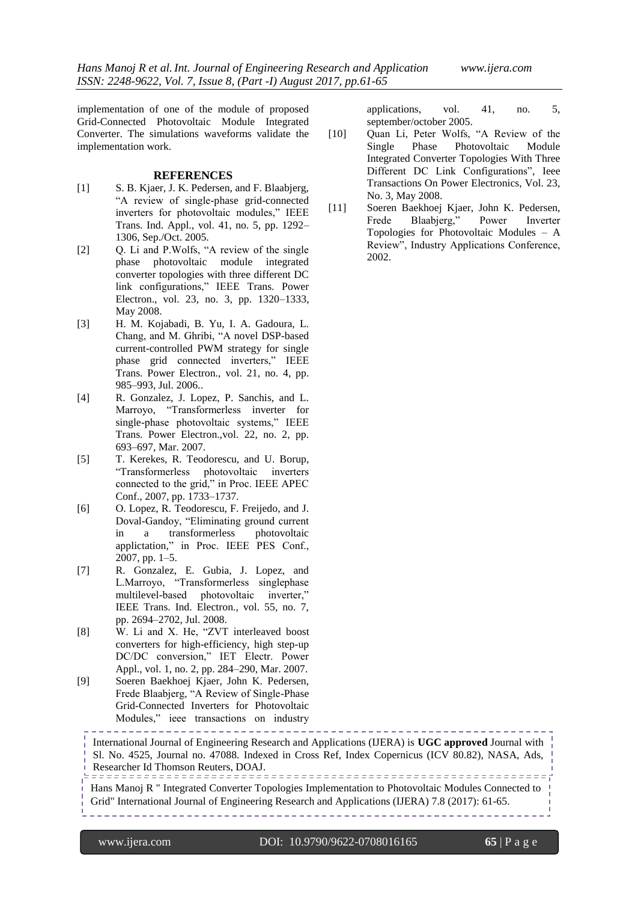implementation of one of the module of proposed Grid-Connected Photovoltaic Module Integrated Converter. The simulations waveforms validate the implementation work.

## REFERENCES

[1] S. B. Kjaer, J. K. Pedersen, and F. Blaabjerg, "A review of single-phase grid-connected inverters for photovoltaic modules," IEEE Trans. Ind. Appl., vol. 41, no. 5, pp. 1292–1306, Sep./Oct. 2005.

[2] Q. Li and P.Wolfs, "A review of the single phase photovoltaic module integrated converter topologies with three different DC link configurations," IEEE Trans. Power Electron., vol. 23, no. 3, pp. 1320–1333, May 2008.

[3] H. M. Kojabadi, B. Yu, I. A. Gadoura, L. Chang, and M. Ghribi, "A novel DSP-based current-controlled PWM strategy for single phase grid connected inverters," IEEE Trans. Power Electron., vol. 21, no. 4, pp. 985–993, Jul. 2006..

[4] R. Gonzalez, J. Lopez, P. Sanchis, and L. Marroyo, "Transformerless inverter for single-phase photovoltaic systems," IEEE Trans. Power Electron.,vol. 22, no. 2, pp. 693–697, Mar. 2007.

[5] T. Kerekes, R. Teodorescu, and U. Borup, "Transformerless photovoltaic inverters connected to the grid," in Proc. IEEE APEC Conf., 2007, pp. 1733–1737.

[6] O. Lopez, R. Teodorescu, F. Freijedo, and J. Doval-Gandoy, "Eliminating ground current in a transformerless photovoltaic applictation," in Proc. IEEE PES Conf., 2007, pp. 1–5.

[7] R. Gonzalez, E. Gubia, J. Lopez, and L.Marroyo, "Transformerless singlephase multilevel-based photovoltaic inverter," IEEE Trans. Ind. Electron., vol. 55, no. 7, pp. 2694–2702, Jul. 2008.

[8] W. Li and X. He, "ZVT interleaved boost converters for high-efficiency, high step-up DC/DC conversion," IET Electr. Power Appl., vol. 1, no. 2, pp. 284–290, Mar. 2007.

[9] Soeren Baekhoej Kjaer, John K. Pedersen, Frede Blaabjerg, "A Review of Single-Phase Grid-Connected Inverters for Photovoltaic Modules," ieee transactions on industry applications, vol. 41, no. 5, september/october 2005.

[10] Quan Li, Peter Wolfs, "A Review of the Single Phase Photovoltaic Module Integrated Converter Topologies With Three Different DC Link Configurations", Ieee Transactions On Power Electronics, Vol. 23, No. 3, May 2008.

[11] Soeren Baekhoej Kjaer, John K. Pedersen, Frede Blaabjerg," Power Inverter Topologies for Photovoltaic Modules – A Review", Industry Applications Conference, 2002.

International Journal of Engineering Research and Applications (IJERA) is **UGC approved** Journal with Sl. No. 4525, Journal no. 47088. Indexed in Cross Ref, Index Copernicus (ICV 80.82), NASA, Ads, Researcher Id Thomson Reuters, DOAJ.

Hans Manoj R " Integrated Converter Topologies Implementation to Photovoltaic Modules Connected to Grid" International Journal of Engineering Research and Applications (IJERA) 7.8 (2017): 61-65.